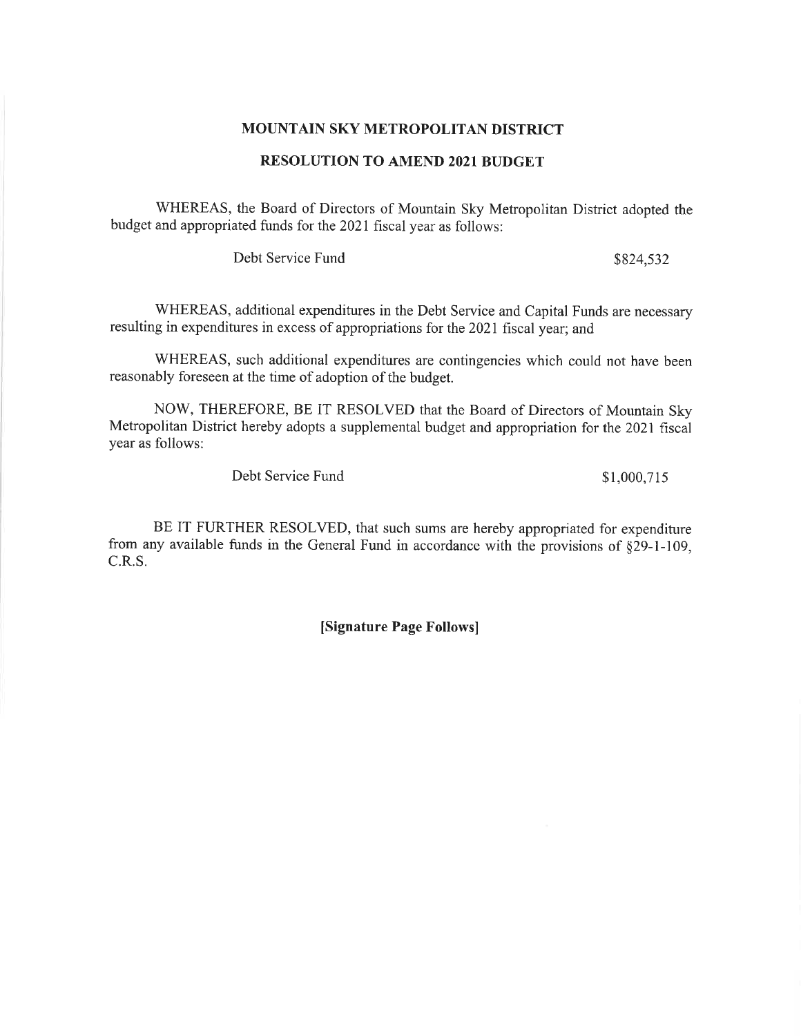## MOUNTAIN SKY METROPOLITAN DISTRICT

## RESOLUTION TO AMEND 2021 BUDGET

WHEREAS, the Board of Directors of Mountain Sky Metropolitan District adopted the budget and appropriated funds for the 2021 fiscal year as follows:

| | |
|---|---|
| Debt Service Fund | \$824,532 |

WHEREAS, additional expenditures in the Debt Service and Capital Funds are necessary resulting in expenditures in excess of appropriations for the 2021 fiscal year; and

WHEREAS, such additional expenditures are contingencies which could not have been reasonably foreseen at the time of adoption of the budget.

NOW, THEREFORE, BE IT RESOLVED that the Board of Directors of Mountain Sky Metropolitan District hereby adopts a supplemental budget and appropriation for the 2021 fiscal year as follows:

| | |
|---|---|
| Debt Service Fund | \$1,000,715 |

BE IT FURTHER RESOLVED, that such sums are hereby appropriated for expenditure from any available funds in the General Fund in accordance with the provisions of §29-1-109, C.R.S.

**[Signature Page Follows]**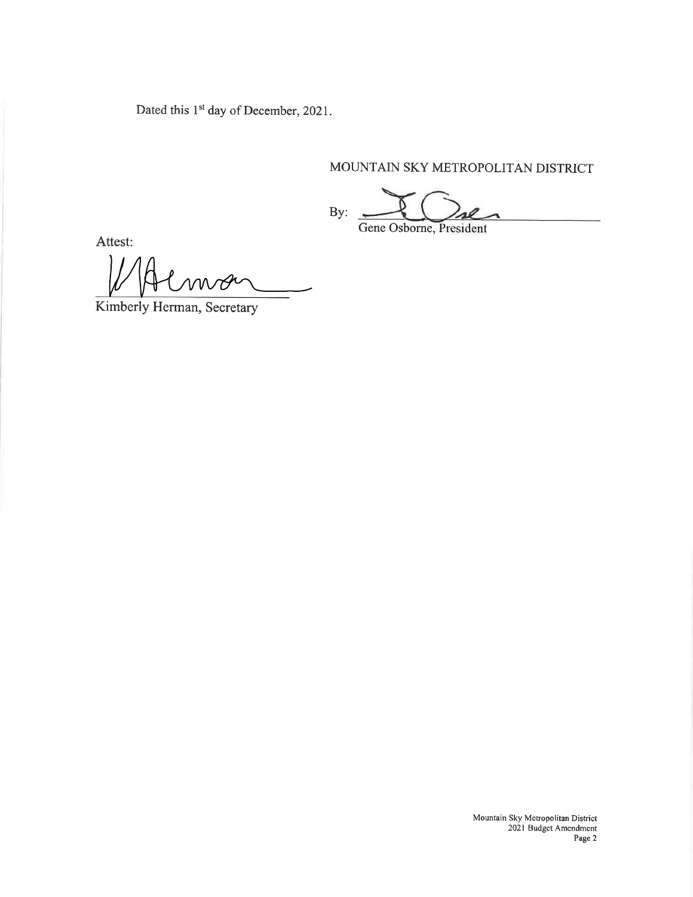Dated this 1st day of December, 2021.

MOUNTAIN SKY METROPOLITAN DISTRICT

By: \_\_\_\_\_\_\_\_\_\_\_\_\_\_\_\_\_\_\_\_\_\_\_\_\_\_\_\_

Gene Osborne, President

Attest:

\_\_\_\_\_\_\_\_\_\_\_\_\_\_\_\_\_\_\_\_\_\_\_\_\_\_\_\_

Kimberly Herman, Secretary

Mountain Sky Metropolitan District
2021 Budget Amendment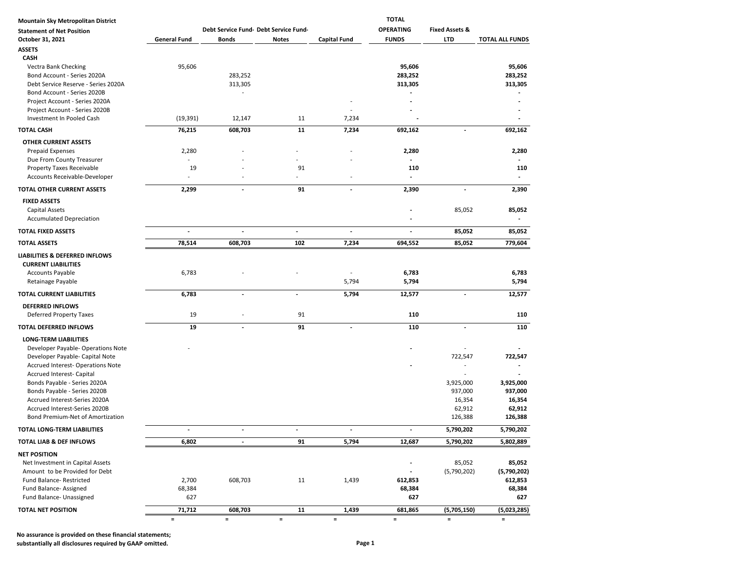**Mountain Sky Metropolitan District**
**Statement of Net Position**
**October 31, 2021**

| | General Fund | Debt Service Fund-Bonds | Debt Service Fund-Notes | Capital Fund | TOTAL OPERATING FUNDS | Fixed Assets & LTD | TOTAL ALL FUNDS |
|---|---|---|---|---|---|---|---|
| **ASSETS** | | | | | | | |
| **CASH** | | | | | | | |
| Vectra Bank Checking | 95,606 | | | | **95,606** | | **95,606** |
| Bond Account - Series 2020A | | 283,252 | | | **283,252** | | **283,252** |
| Debt Service Reserve - Series 2020A | | 313,305 | | | **313,305** | | **313,305** |
| Bond Account - Series 2020B | | - | | | **-** | | **-** |
| Project Account - Series 2020A | | | | - | **-** | | **-** |
| Project Account - Series 2020B | | | | - | **-** | | **-** |
| Investment In Pooled Cash | (19,391) | 12,147 | 11 | 7,234 | - | | - |
| **TOTAL CASH** | **76,215** | **608,703** | **11** | **7,234** | **692,162** | **-** | **692,162** |
| **OTHER CURRENT ASSETS** | | | | | | | |
| Prepaid Expenses | 2,280 | - | - | - | **2,280** | | **2,280** |
| Due From County Treasurer | - | - | - | - | **-** | | **-** |
| Property Taxes Receivable | 19 | - | 91 | | **110** | | **110** |
| Accounts Receivable-Developer | - | - | - | - | **-** | | **-** |
| **TOTAL OTHER CURRENT ASSETS** | **2,299** | **-** | **91** | **-** | **2,390** | **-** | **2,390** |
| **FIXED ASSETS** | | | | | | | |
| Capital Assets | | | | | **-** | 85,052 | **85,052** |
| Accumulated Depreciation | | | | | **-** | | **-** |
| **TOTAL FIXED ASSETS** | **-** | **-** | **-** | **-** | **-** | **85,052** | **85,052** |
| **TOTAL ASSETS** | **78,514** | **608,703** | **102** | **7,234** | **694,552** | **85,052** | **779,604** |
| **LIABILITIES & DEFERRED INFLOWS** | | | | | | | |
| **CURRENT LIABILITIES** | | | | | | | |
| Accounts Payable | 6,783 | - | - | - | **6,783** | | **6,783** |
| Retainage Payable | | | | 5,794 | **5,794** | | **5,794** |
| **TOTAL CURRENT LIABILITIES** | **6,783** | **-** | **-** | **5,794** | **12,577** | **-** | **12,577** |
| **DEFERRED INFLOWS** | | | | | | | |
| Deferred Property Taxes | 19 | - | 91 | | **110** | | **110** |
| **TOTAL DEFERRED INFLOWS** | **19** | **-** | **91** | **-** | **110** | **-** | **110** |
| **LONG-TERM LIABILITIES** | | | | | | | |
| Developer Payable- Operations Note | - | | | | **-** | - | **-** |
| Developer Payable- Capital Note | | | | | | 722,547 | **722,547** |
| Accrued Interest- Operations Note | | | | | **-** | - | **-** |
| Accrued Interest- Capital | | | | | | - | **-** |
| Bonds Payable - Series 2020A | | | | | | 3,925,000 | **3,925,000** |
| Bonds Payable - Series 2020B | | | | | | 937,000 | **937,000** |
| Accrued Interest-Series 2020A | | | | | | 16,354 | **16,354** |
| Accrued Interest-Series 2020B | | | | | | 62,912 | **62,912** |
| Bond Premium-Net of Amortization | | | | | | 126,388 | **126,388** |
| **TOTAL LONG-TERM LIABILITIES** | **-** | **-** | **-** | **-** | **-** | **5,790,202** | **5,790,202** |
| **TOTAL LIAB & DEF INFLOWS** | **6,802** | **-** | **91** | **5,794** | **12,687** | **5,790,202** | **5,802,889** |
| **NET POSITION** | | | | | | | |
| Net Investment in Capital Assets | | | | | **-** | 85,052 | **85,052** |
| Amount to be Provided for Debt | | | | | **-** | (5,790,202) | **(5,790,202)** |
| Fund Balance- Restricted | 2,700 | 608,703 | 11 | 1,439 | **612,853** | | **612,853** |
| Fund Balance- Assigned | 68,384 | | | | **68,384** | | **68,384** |
| Fund Balance- Unassigned | 627 | | | | **627** | | **627** |
| **TOTAL NET POSITION** | **71,712** | **608,703** | **11** | **1,439** | **681,865** | **(5,705,150)** | **(5,023,285)** |
| | = | = | = | = | = | = | = |

**No assurance is provided on these financial statements; substantially all disclosures required by GAAP omitted.**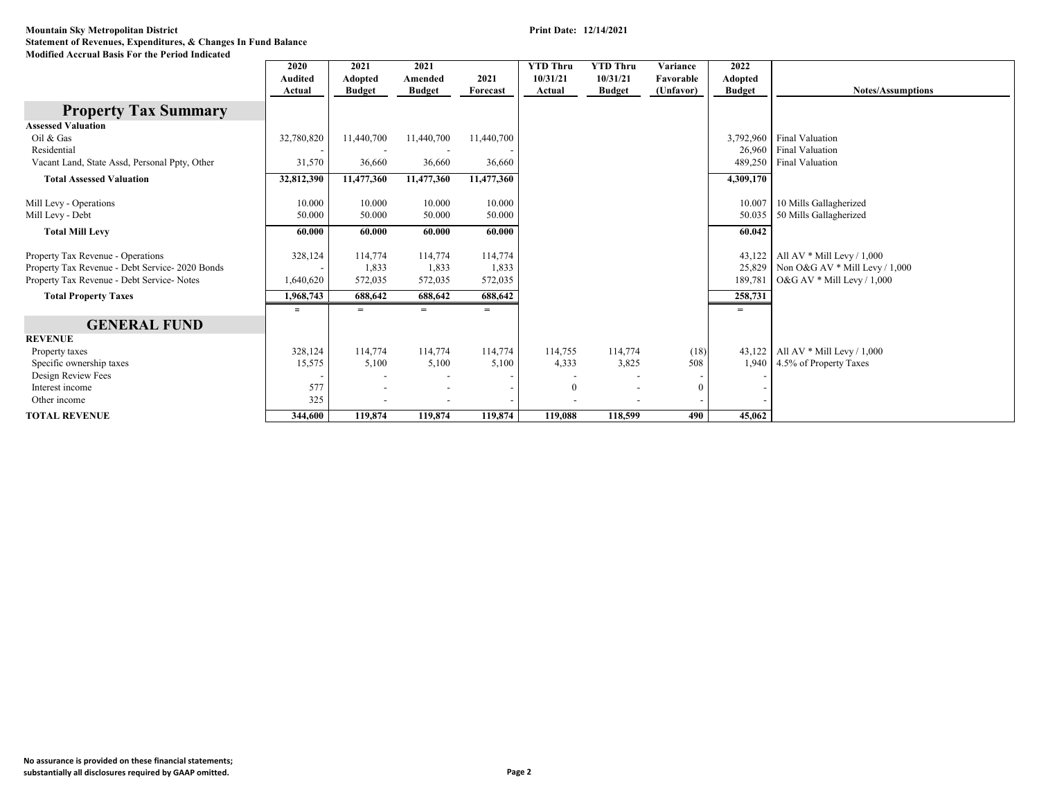**Mountain Sky Metropolitan District**
**Statement of Revenues, Expenditures, & Changes In Fund Balance**
**Modified Accrual Basis For the Period Indicated**

**Print Date: 12/14/2021**

| | 2020 Audited Actual | 2021 Adopted Budget | 2021 Amended Budget | 2021 Forecast | YTD Thru 10/31/21 Actual | YTD Thru 10/31/21 Budget | Variance Favorable (Unfavor) | 2022 Adopted Budget | Notes/Assumptions |
|---|---|---|---|---|---|---|---|---|---|
| **Property Tax Summary** | | | | | | | | | |
| **Assessed Valuation** | | | | | | | | | |
| Oil & Gas | 32,780,820 | 11,440,700 | 11,440,700 | 11,440,700 | | | | 3,792,960 | Final Valuation |
| Residential | - | - | - | - | | | | 26,960 | Final Valuation |
| Vacant Land, State Assd, Personal Ppty, Other | 31,570 | 36,660 | 36,660 | 36,660 | | | | 489,250 | Final Valuation |
| **Total Assessed Valuation** | **32,812,390** | **11,477,360** | **11,477,360** | **11,477,360** | | | | **4,309,170** | |
| Mill Levy - Operations | 10.000 | 10.000 | 10.000 | 10.000 | | | | 10.007 | 10 Mills Gallagherized |
| Mill Levy - Debt | 50.000 | 50.000 | 50.000 | 50.000 | | | | 50.035 | 50 Mills Gallagherized |
| **Total Mill Levy** | **60.000** | **60.000** | **60.000** | **60.000** | | | | **60.042** | |
| Property Tax Revenue - Operations | 328,124 | 114,774 | 114,774 | 114,774 | | | | 43,122 | All AV * Mill Levy / 1,000 |
| Property Tax Revenue - Debt Service- 2020 Bonds | - | 1,833 | 1,833 | 1,833 | | | | 25,829 | Non O&G AV * Mill Levy / 1,000 |
| Property Tax Revenue - Debt Service- Notes | 1,640,620 | 572,035 | 572,035 | 572,035 | | | | 189,781 | O&G AV * Mill Levy / 1,000 |
| **Total Property Taxes** | **1,968,743** | **688,642** | **688,642** | **688,642** | | | | **258,731** | |
| **GENERAL FUND** | | | | | | | | | |
| **REVENUE** | | | | | | | | | |
| Property taxes | 328,124 | 114,774 | 114,774 | 114,774 | 114,755 | 114,774 | (18) | 43,122 | All AV * Mill Levy / 1,000 |
| Specific ownership taxes | 15,575 | 5,100 | 5,100 | 5,100 | 4,333 | 3,825 | 508 | 1,940 | 4.5% of Property Taxes |
| Design Review Fees | - | - | - | - | - | - | - | - | |
| Interest income | 577 | - | - | - | 0 | - | 0 | - | |
| Other income | 325 | - | - | - | - | - | - | - | |
| **TOTAL REVENUE** | **344,600** | **119,874** | **119,874** | **119,874** | **119,088** | **118,599** | **490** | **45,062** | |

**No assurance is provided on these financial statements; substantially all disclosures required by GAAP omitted.**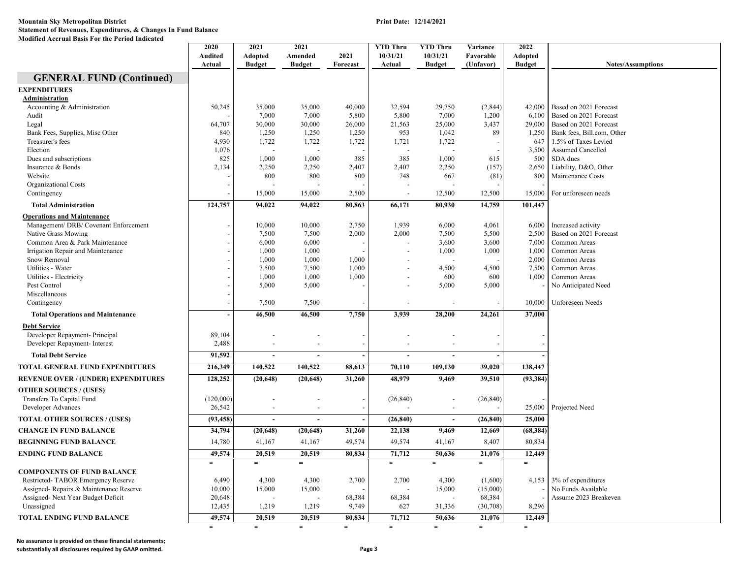**Mountain Sky Metropolitan District**
**Statement of Revenues, Expenditures, & Changes In Fund Balance**
**Modified Accrual Basis For the Period Indicated**

**Print Date: 12/14/2021**

## GENERAL FUND (Continued)

| | 2020 Audited Actual | 2021 Adopted Budget | 2021 Amended Budget | 2021 Forecast | YTD Thru 10/31/21 Actual | YTD Thru 10/31/21 Budget | Variance Favorable (Unfavor) | 2022 Adopted Budget | Notes/Assumptions |
|---|---|---|---|---|---|---|---|---|---|
| **EXPENDITURES** | | | | | | | | | |
| **Administration** | | | | | | | | | |
| Accounting & Administration | 50,245 | 35,000 | 35,000 | 40,000 | 32,594 | 29,750 | (2,844) | 42,000 | Based on 2021 Forecast |
| Audit | - | 7,000 | 7,000 | 5,800 | 5,800 | 7,000 | 1,200 | 6,100 | Based on 2021 Forecast |
| Legal | 64,707 | 30,000 | 30,000 | 26,000 | 21,563 | 25,000 | 3,437 | 29,000 | Based on 2021 Forecast |
| Bank Fees, Supplies, Misc Other | 840 | 1,250 | 1,250 | 1,250 | 953 | 1,042 | 89 | 1,250 | Bank fees, Bill.com, Other |
| Treasurer's fees | 4,930 | 1,722 | 1,722 | 1,722 | 1,721 | 1,722 | - | 647 | 1.5% of Taxes Levied |
| Election | 1,076 | - | - | - | - | - | - | 3,500 | Assumed Cancelled |
| Dues and subscriptions | 825 | 1,000 | 1,000 | 385 | 385 | 1,000 | 615 | 500 | SDA dues |
| Insurance & Bonds | 2,134 | 2,250 | 2,250 | 2,407 | 2,407 | 2,250 | (157) | 2,650 | Liability, D&O, Other |
| Website | - | 800 | 800 | 800 | 748 | 667 | (81) | 800 | Maintenance Costs |
| Organizational Costs | - | - | - | - | - | - | - | - | |
| Contingency | - | 15,000 | 15,000 | 2,500 | - | 12,500 | 12,500 | 15,000 | For unforeseen needs |
| **Total Administration** | **124,757** | **94,022** | **94,022** | **80,863** | **66,171** | **80,930** | **14,759** | **101,447** | |
| **Operations and Maintenance** | | | | | | | | | |
| Management/ DRB/ Covenant Enforcement | - | 10,000 | 10,000 | 2,750 | 1,939 | 6,000 | 4,061 | 6,000 | Increased activity |
| Native Grass Mowing | - | 7,500 | 7,500 | 2,000 | 2,000 | 7,500 | 5,500 | 2,500 | Based on 2021 Forecast |
| Common Area & Park Maintenance | - | 6,000 | 6,000 | - | - | 3,600 | 3,600 | 7,000 | Common Areas |
| Irrigation Repair and Maintenance | - | 1,000 | 1,000 | - | - | 1,000 | 1,000 | 1,000 | Common Areas |
| Snow Removal | - | 1,000 | 1,000 | 1,000 | - | - | - | 2,000 | Common Areas |
| Utilities - Water | - | 7,500 | 7,500 | 1,000 | - | 4,500 | 4,500 | 7,500 | Common Areas |
| Utilities - Electricity | - | 1,000 | 1,000 | 1,000 | - | 600 | 600 | 1,000 | Common Areas |
| Pest Control | - | 5,000 | 5,000 | - | - | 5,000 | 5,000 | - | No Anticipated Need |
| Miscellaneous | - | | | | | | | | |
| Contingency | - | 7,500 | 7,500 | - | - | - | - | 10,000 | Unforeseen Needs |
| **Total Operations and Maintenance** | **-** | **46,500** | **46,500** | **7,750** | **3,939** | **28,200** | **24,261** | **37,000** | |
| **Debt Service** | | | | | | | | | |
| Developer Repayment- Principal | 89,104 | - | - | - | - | - | - | - | |
| Developer Repayment- Interest | 2,488 | - | - | - | - | - | - | - | |
| **Total Debt Service** | **91,592** | **-** | **-** | **-** | **-** | **-** | **-** | **-** | |
| **TOTAL GENERAL FUND EXPENDITURES** | **216,349** | **140,522** | **140,522** | **88,613** | **70,110** | **109,130** | **39,020** | **138,447** | |
| **REVENUE OVER / (UNDER) EXPENDITURES** | **128,252** | **(20,648)** | **(20,648)** | **31,260** | **48,979** | **9,469** | **39,510** | **(93,384)** | |
| **OTHER SOURCES / (USES)** | | | | | | | | | |
| Transfers To Capital Fund | (120,000) | - | - | - | (26,840) | - | (26,840) | - | |
| Developer Advances | 26,542 | - | - | - | - | - | - | 25,000 | Projected Need |
| **TOTAL OTHER SOURCES / (USES)** | **(93,458)** | **-** | **-** | **-** | **(26,840)** | **-** | **(26,840)** | **25,000** | |
| **CHANGE IN FUND BALANCE** | **34,794** | **(20,648)** | **(20,648)** | **31,260** | **22,138** | **9,469** | **12,669** | **(68,384)** | |
| **BEGINNING FUND BALANCE** | **14,780** | **41,167** | **41,167** | **49,574** | **49,574** | **41,167** | **8,407** | **80,834** | |
| **ENDING FUND BALANCE** | **49,574** | **20,519** | **20,519** | **80,834** | **71,712** | **50,636** | **21,076** | **12,449** | |
| **COMPONENTS OF FUND BALANCE** | | | | | | | | | |
| Restricted- TABOR Emergency Reserve | 6,490 | 4,300 | 4,300 | 2,700 | 2,700 | 4,300 | (1,600) | 4,153 | 3% of expenditures |
| Assigned- Repairs & Maintenance Reserve | 10,000 | 15,000 | 15,000 | - | - | 15,000 | (15,000) | - | No Funds Available |
| Assigned- Next Year Budget Deficit | 20,648 | - | - | 68,384 | 68,384 | - | 68,384 | - | Assume 2023 Breakeven |
| Unassigned | 12,435 | 1,219 | 1,219 | 9,749 | 627 | 31,336 | (30,708) | 8,296 | |
| **TOTAL ENDING FUND BALANCE** | **49,574** | **20,519** | **20,519** | **80,834** | **71,712** | **50,636** | **21,076** | **12,449** | |

**No assurance is provided on these financial statements; substantially all disclosures required by GAAP omitted.**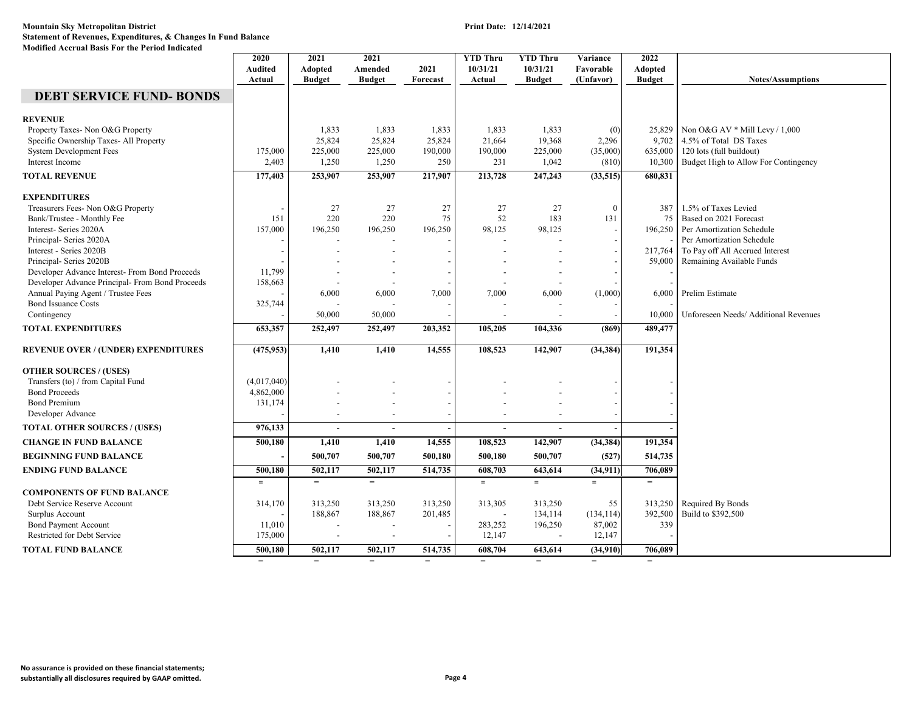**Mountain Sky Metropolitan District**
**Statement of Revenues, Expenditures, & Changes In Fund Balance**
**Modified Accrual Basis For the Period Indicated**

**Print Date: 12/14/2021**

## DEBT SERVICE FUND- BONDS

| | 2020 Audited Actual | 2021 Adopted Budget | 2021 Amended Budget | 2021 Forecast | YTD Thru 10/31/21 Actual | YTD Thru 10/31/21 Budget | Variance Favorable (Unfavor) | 2022 Adopted Budget | Notes/Assumptions |
|---|---|---|---|---|---|---|---|---|---|
| **REVENUE** | | | | | | | | | |
| Property Taxes- Non O&G Property | | 1,833 | 1,833 | 1,833 | 1,833 | 1,833 | (0) | 25,829 | Non O&G AV * Mill Levy / 1,000 |
| Specific Ownership Taxes- All Property | | 25,824 | 25,824 | 25,824 | 21,664 | 19,368 | 2,296 | 9,702 | 4.5% of Total DS Taxes |
| System Development Fees | 175,000 | 225,000 | 225,000 | 190,000 | 190,000 | 225,000 | (35,000) | 635,000 | 120 lots (full buildout) |
| Interest Income | 2,403 | 1,250 | 1,250 | 250 | 231 | 1,042 | (810) | 10,300 | Budget High to Allow For Contingency |
| **TOTAL REVENUE** | **177,403** | **253,907** | **253,907** | **217,907** | **213,728** | **247,243** | **(33,515)** | **680,831** | |
| **EXPENDITURES** | | | | | | | | | |
| Treasurers Fees- Non O&G Property | - | 27 | 27 | 27 | 27 | 27 | 0 | 387 | 1.5% of Taxes Levied |
| Bank/Trustee - Monthly Fee | 151 | 220 | 220 | 75 | 52 | 183 | 131 | 75 | Based on 2021 Forecast |
| Interest- Series 2020A | 157,000 | 196,250 | 196,250 | 196,250 | 98,125 | 98,125 | - | 196,250 | Per Amortization Schedule |
| Principal- Series 2020A | - | - | - | - | - | - | - | - | Per Amortization Schedule |
| Interest - Series 2020B | - | - | - | - | - | - | - | 217,764 | To Pay off All Accrued Interest |
| Principal- Series 2020B | - | - | - | - | - | - | - | 59,000 | Remaining Available Funds |
| Developer Advance Interest- From Bond Proceeds | 11,799 | - | - | - | - | - | - | - | |
| Developer Advance Principal- From Bond Proceeds | 158,663 | - | - | - | - | - | - | - | |
| Annual Paying Agent / Trustee Fees | - | 6,000 | 6,000 | 7,000 | 7,000 | 6,000 | (1,000) | 6,000 | Prelim Estimate |
| Bond Issuance Costs | 325,744 | - | - | - | - | - | - | - | |
| Contingency | - | 50,000 | 50,000 | - | - | - | - | 10,000 | Unforeseen Needs/ Additional Revenues |
| **TOTAL EXPENDITURES** | **653,357** | **252,497** | **252,497** | **203,352** | **105,205** | **104,336** | **(869)** | **489,477** | |
| **REVENUE OVER / (UNDER) EXPENDITURES** | **(475,953)** | **1,410** | **1,410** | **14,555** | **108,523** | **142,907** | **(34,384)** | **191,354** | |
| **OTHER SOURCES / (USES)** | | | | | | | | | |
| Transfers (to) / from Capital Fund | (4,017,040) | - | - | - | - | - | - | - | |
| Bond Proceeds | 4,862,000 | - | - | - | - | - | - | - | |
| Bond Premium | 131,174 | - | - | - | - | - | - | - | |
| Developer Advance | - | - | - | - | - | - | - | - | |
| **TOTAL OTHER SOURCES / (USES)** | **976,133** | **-** | **-** | **-** | **-** | **-** | **-** | **-** | |
| **CHANGE IN FUND BALANCE** | **500,180** | **1,410** | **1,410** | **14,555** | **108,523** | **142,907** | **(34,384)** | **191,354** | |
| **BEGINNING FUND BALANCE** | **-** | **500,707** | **500,707** | **500,180** | **500,180** | **500,707** | **(527)** | **514,735** | |
| **ENDING FUND BALANCE** | **500,180** | **502,117** | **502,117** | **514,735** | **608,703** | **643,614** | **(34,911)** | **706,089** | |
| | = | = | = | | = | = | = | = | |
| **COMPONENTS OF FUND BALANCE** | | | | | | | | | |
| Debt Service Reserve Account | 314,170 | 313,250 | 313,250 | 313,250 | 313,305 | 313,250 | 55 | 313,250 | Required By Bonds |
| Surplus Account | - | 188,867 | 188,867 | 201,485 | - | 134,114 | (134,114) | 392,500 | Build to $392,500 |
| Bond Payment Account | 11,010 | - | - | - | 283,252 | 196,250 | 87,002 | 339 | |
| Restricted for Debt Service | 175,000 | - | - | - | 12,147 | - | 12,147 | - | |
| **TOTAL FUND BALANCE** | **500,180** | **502,117** | **502,117** | **514,735** | **608,704** | **643,614** | **(34,910)** | **706,089** | |
| | = | = | = | = | = | = | = | = | |

**No assurance is provided on these financial statements; substantially all disclosures required by GAAP omitted.**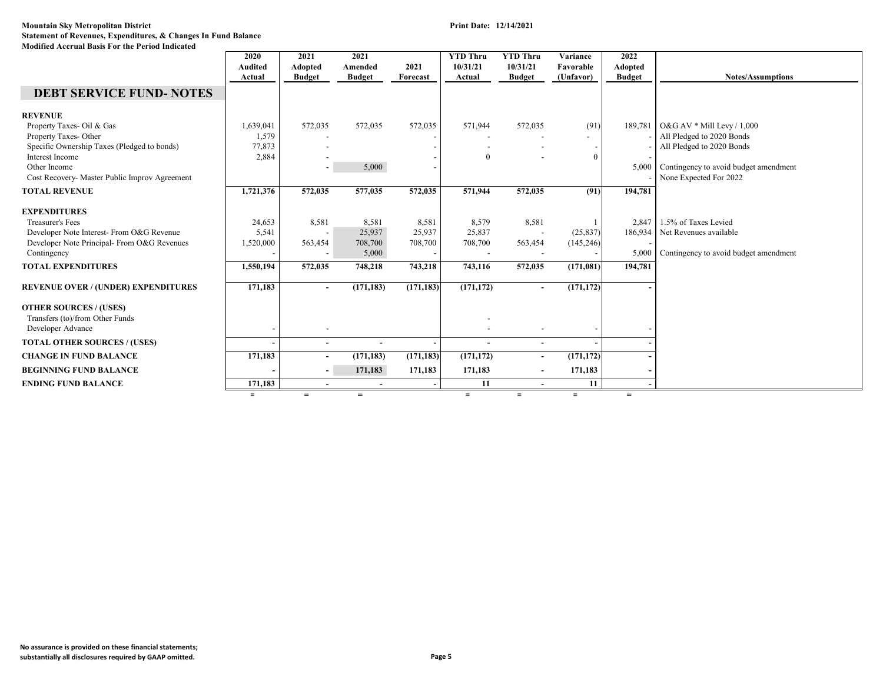**Mountain Sky Metropolitan District**
**Statement of Revenues, Expenditures, & Changes In Fund Balance**
**Modified Accrual Basis For the Period Indicated**

**Print Date: 12/14/2021**

## DEBT SERVICE FUND- NOTES

| | 2020 Audited Actual | 2021 Adopted Budget | 2021 Amended Budget | 2021 Forecast | YTD Thru 10/31/21 Actual | YTD Thru 10/31/21 Budget | Variance Favorable (Unfavor) | 2022 Adopted Budget | Notes/Assumptions |
|---|---|---|---|---|---|---|---|---|---|
| **REVENUE** | | | | | | | | | |
| Property Taxes- Oil & Gas | 1,639,041 | 572,035 | 572,035 | 572,035 | 571,944 | 572,035 | (91) | 189,781 | O&G AV * Mill Levy / 1,000 |
| Property Taxes- Other | 1,579 | - | | - | - | - | - | - | All Pledged to 2020 Bonds |
| Specific Ownership Taxes (Pledged to bonds) | 77,873 | - | | - | - | - | - | - | All Pledged to 2020 Bonds |
| Interest Income | 2,884 | - | | - | 0 | - | 0 | - | |
| Other Income | | - | 5,000 | - | | | | 5,000 | Contingency to avoid budget amendment |
| Cost Recovery- Master Public Improv Agreement | | | | | | | | - | None Expected For 2022 |
| **TOTAL REVENUE** | **1,721,376** | **572,035** | **577,035** | **572,035** | **571,944** | **572,035** | **(91)** | **194,781** | |
| **EXPENDITURES** | | | | | | | | | |
| Treasurer's Fees | 24,653 | 8,581 | 8,581 | 8,581 | 8,579 | 8,581 | 1 | 2,847 | 1.5% of Taxes Levied |
| Developer Note Interest- From O&G Revenue | 5,541 | - | 25,937 | 25,937 | 25,837 | - | (25,837) | 186,934 | Net Revenues available |
| Developer Note Principal- From O&G Revenues | 1,520,000 | 563,454 | 708,700 | 708,700 | 708,700 | 563,454 | (145,246) | - | |
| Contingency | - | - | 5,000 | - | - | - | - | 5,000 | Contingency to avoid budget amendment |
| **TOTAL EXPENDITURES** | **1,550,194** | **572,035** | **748,218** | **743,218** | **743,116** | **572,035** | **(171,081)** | **194,781** | |
| **REVENUE OVER / (UNDER) EXPENDITURES** | **171,183** | **-** | **(171,183)** | **(171,183)** | **(171,172)** | **-** | **(171,172)** | **-** | |
| **OTHER SOURCES / (USES)** | | | | | | | | | |
| Transfers (to)/from Other Funds | | | | | - | | | | |
| Developer Advance | - | - | | | - | - | - | - | |
| **TOTAL OTHER SOURCES / (USES)** | **-** | **-** | **-** | **-** | **-** | **-** | **-** | **-** | |
| **CHANGE IN FUND BALANCE** | **171,183** | **-** | **(171,183)** | **(171,183)** | **(171,172)** | **-** | **(171,172)** | **-** | |
| **BEGINNING FUND BALANCE** | **-** | **-** | **171,183** | **171,183** | **171,183** | **-** | **171,183** | **-** | |
| **ENDING FUND BALANCE** | **171,183** | **-** | **-** | **-** | **11** | **-** | **11** | **-** | |

**No assurance is provided on these financial statements; substantially all disclosures required by GAAP omitted.**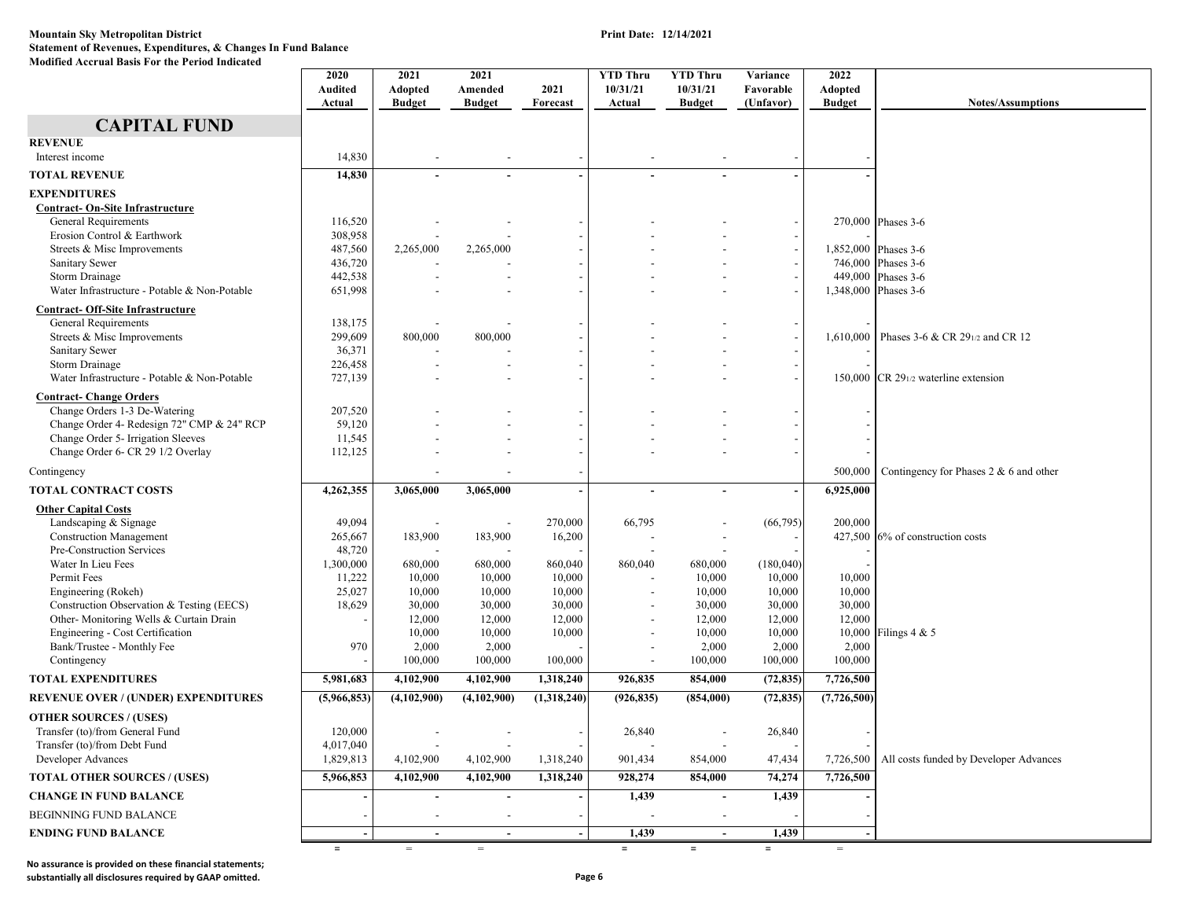**Mountain Sky Metropolitan District**
**Statement of Revenues, Expenditures, & Changes In Fund Balance**
**Modified Accrual Basis For the Period Indicated**

**Print Date: 12/14/2021**

| | 2020 Audited Actual | 2021 Adopted Budget | 2021 Amended Budget | 2021 Forecast | YTD Thru 10/31/21 Actual | YTD Thru 10/31/21 Budget | Variance Favorable (Unfavor) | 2022 Adopted Budget | Notes/Assumptions |
|---|---|---|---|---|---|---|---|---|---|
| **CAPITAL FUND** | | | | | | | | | |
| **REVENUE** | | | | | | | | | |
| Interest income | 14,830 | - | - | - | - | - | - | - | |
| **TOTAL REVENUE** | **14,830** | **-** | **-** | **-** | **-** | **-** | **-** | **-** | |
| **EXPENDITURES** | | | | | | | | | |
| **Contract- On-Site Infrastructure** | | | | | | | | | |
| General Requirements | 116,520 | - | - | - | - | - | - | 270,000 | Phases 3-6 |
| Erosion Control & Earthwork | 308,958 | - | - | - | - | - | - | - | |
| Streets & Misc Improvements | 487,560 | 2,265,000 | 2,265,000 | - | - | - | - | 1,852,000 | Phases 3-6 |
| Sanitary Sewer | 436,720 | - | - | - | - | - | - | 746,000 | Phases 3-6 |
| Storm Drainage | 442,538 | - | - | - | - | - | - | 449,000 | Phases 3-6 |
| Water Infrastructure - Potable & Non-Potable | 651,998 | - | - | - | - | - | - | 1,348,000 | Phases 3-6 |
| **Contract- Off-Site Infrastructure** | | | | | | | | | |
| General Requirements | 138,175 | - | - | - | - | - | - | - | |
| Streets & Misc Improvements | 299,609 | 800,000 | 800,000 | - | - | - | - | 1,610,000 | Phases 3-6 & CR 29 1/2 and CR 12 |
| Sanitary Sewer | 36,371 | - | - | - | - | - | - | - | |
| Storm Drainage | 226,458 | - | - | - | - | - | - | - | |
| Water Infrastructure - Potable & Non-Potable | 727,139 | - | - | - | - | - | - | 150,000 | CR 29 1/2 waterline extension |
| **Contract- Change Orders** | | | | | | | | | |
| Change Orders 1-3 De-Watering | 207,520 | - | - | - | - | - | - | - | |
| Change Order 4- Redesign 72" CMP & 24" RCP | 59,120 | - | - | - | - | - | - | - | |
| Change Order 5- Irrigation Sleeves | 11,545 | - | - | - | - | - | - | - | |
| Change Order 6- CR 29 1/2 Overlay | 112,125 | - | - | - | - | - | - | - | |
| Contingency | | - | - | - | | | | 500,000 | Contingency for Phases 2 & 6 and other |
| **TOTAL CONTRACT COSTS** | **4,262,355** | **3,065,000** | **3,065,000** | **-** | **-** | **-** | **-** | **6,925,000** | |
| **Other Capital Costs** | | | | | | | | | |
| Landscaping & Signage | 49,094 | - | - | 270,000 | 66,795 | - | (66,795) | 200,000 | |
| Construction Management | 265,667 | 183,900 | 183,900 | 16,200 | - | - | - | 427,500 | 6% of construction costs |
| Pre-Construction Services | 48,720 | - | - | - | - | - | - | - | |
| Water In Lieu Fees | 1,300,000 | 680,000 | 680,000 | 860,040 | 860,040 | 680,000 | (180,040) | - | |
| Permit Fees | 11,222 | 10,000 | 10,000 | 10,000 | - | 10,000 | 10,000 | 10,000 | |
| Engineering (Rokeh) | 25,027 | 10,000 | 10,000 | 10,000 | - | 10,000 | 10,000 | 10,000 | |
| Construction Observation & Testing (EECS) | 18,629 | 30,000 | 30,000 | 30,000 | - | 30,000 | 30,000 | 30,000 | |
| Other- Monitoring Wells & Curtain Drain | - | 12,000 | 12,000 | 12,000 | - | 12,000 | 12,000 | 12,000 | |
| Engineering - Cost Certification | | 10,000 | 10,000 | 10,000 | - | 10,000 | 10,000 | 10,000 | Filings 4 & 5 |
| Bank/Trustee - Monthly Fee | 970 | 2,000 | 2,000 | - | - | 2,000 | 2,000 | 2,000 | |
| Contingency | - | 100,000 | 100,000 | 100,000 | - | 100,000 | 100,000 | 100,000 | |
| **TOTAL EXPENDITURES** | **5,981,683** | **4,102,900** | **4,102,900** | **1,318,240** | **926,835** | **854,000** | **(72,835)** | **7,726,500** | |
| **REVENUE OVER / (UNDER) EXPENDITURES** | **(5,966,853)** | **(4,102,900)** | **(4,102,900)** | **(1,318,240)** | **(926,835)** | **(854,000)** | **(72,835)** | **(7,726,500)** | |
| **OTHER SOURCES / (USES)** | | | | | | | | | |
| Transfer (to)/from General Fund | 120,000 | - | - | - | 26,840 | - | 26,840 | - | |
| Transfer (to)/from Debt Fund | 4,017,040 | - | - | - | - | - | - | - | |
| Developer Advances | 1,829,813 | 4,102,900 | 4,102,900 | 1,318,240 | 901,434 | 854,000 | 47,434 | 7,726,500 | All costs funded by Developer Advances |
| **TOTAL OTHER SOURCES / (USES)** | **5,966,853** | **4,102,900** | **4,102,900** | **1,318,240** | **928,274** | **854,000** | **74,274** | **7,726,500** | |
| **CHANGE IN FUND BALANCE** | **-** | **-** | **-** | **-** | **1,439** | **-** | **1,439** | **-** | |
| BEGINNING FUND BALANCE | - | - | - | - | - | - | - | - | |
| **ENDING FUND BALANCE** | **-** | **-** | **-** | **-** | **1,439** | **-** | **1,439** | **-** | |

**No assurance is provided on these financial statements; substantially all disclosures required by GAAP omitted.**